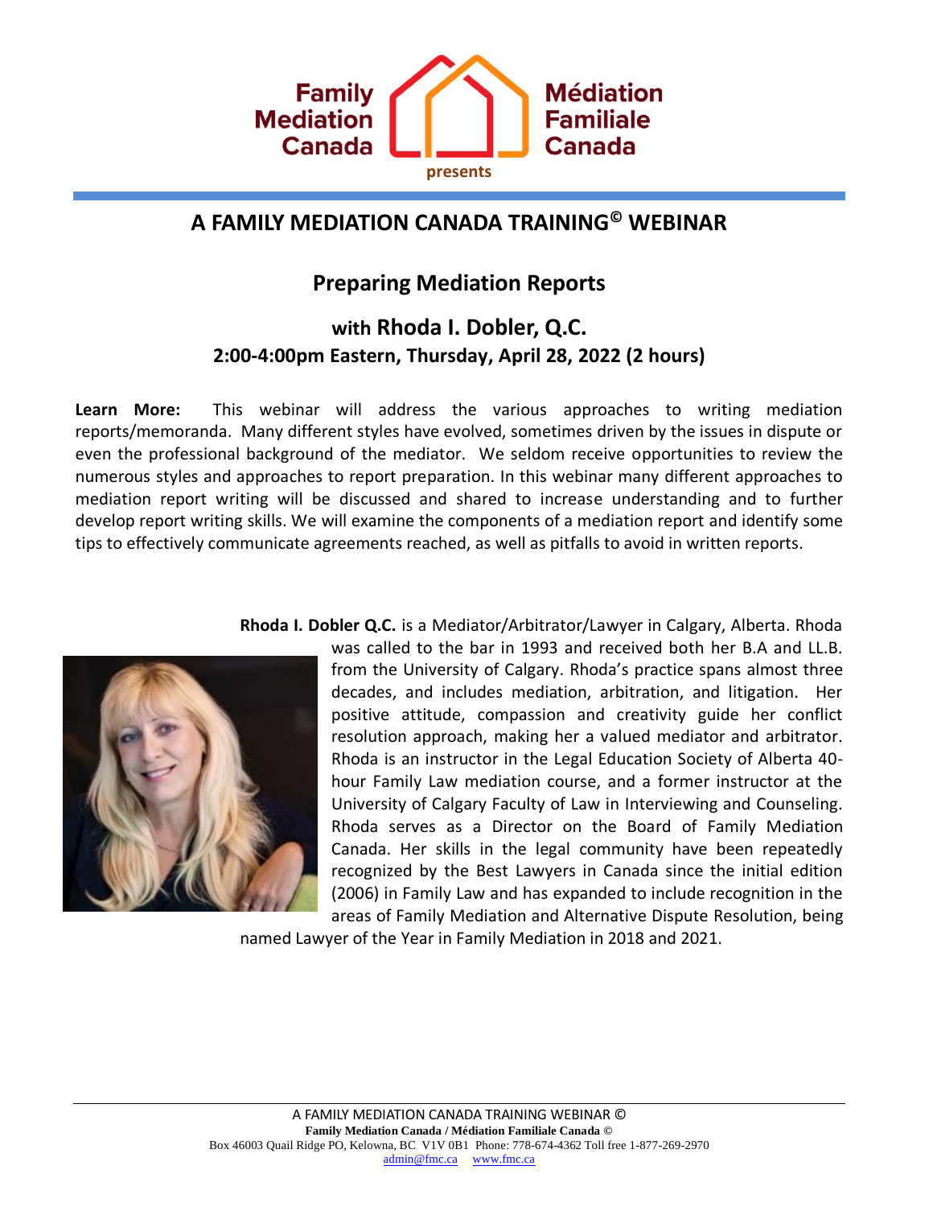Family Mediation Canada | Médiation Familiale Canada

presents

# A FAMILY MEDIATION CANADA TRAINING© WEBINAR

## Preparing Mediation Reports

### with Rhoda I. Dobler, Q.C.

### 2:00-4:00pm Eastern, Thursday, April 28, 2022 (2 hours)

**Learn More:** This webinar will address the various approaches to writing mediation reports/memoranda. Many different styles have evolved, sometimes driven by the issues in dispute or even the professional background of the mediator. We seldom receive opportunities to review the numerous styles and approaches to report preparation. In this webinar many different approaches to mediation report writing will be discussed and shared to increase understanding and to further develop report writing skills. We will examine the components of a mediation report and identify some tips to effectively communicate agreements reached, as well as pitfalls to avoid in written reports.

**Rhoda I. Dobler Q.C.** is a Mediator/Arbitrator/Lawyer in Calgary, Alberta. Rhoda was called to the bar in 1993 and received both her B.A and LL.B. from the University of Calgary. Rhoda's practice spans almost three decades, and includes mediation, arbitration, and litigation. Her positive attitude, compassion and creativity guide her conflict resolution approach, making her a valued mediator and arbitrator. Rhoda is an instructor in the Legal Education Society of Alberta 40-hour Family Law mediation course, and a former instructor at the University of Calgary Faculty of Law in Interviewing and Counseling. Rhoda serves as a Director on the Board of Family Mediation Canada. Her skills in the legal community have been repeatedly recognized by the Best Lawyers in Canada since the initial edition (2006) in Family Law and has expanded to include recognition in the areas of Family Mediation and Alternative Dispute Resolution, being named Lawyer of the Year in Family Mediation in 2018 and 2021.

A FAMILY MEDIATION CANADA TRAINING WEBINAR ©
**Family Mediation Canada / Médiation Familiale Canada ©**
Box 46003 Quail Ridge PO, Kelowna, BC V1V 0B1 Phone: 778-674-4362 Toll free 1-877-269-2970
admin@fmc.ca www.fmc.ca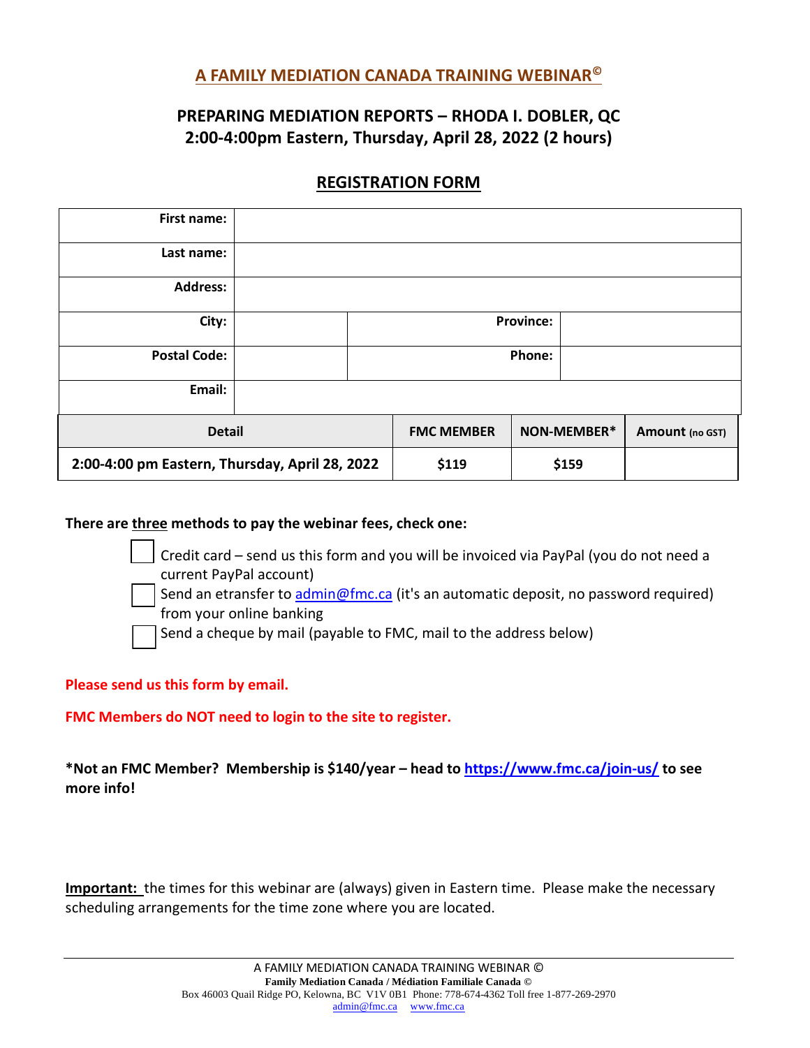## A FAMILY MEDIATION CANADA TRAINING WEBINAR©

### PREPARING MEDIATION REPORTS – RHODA I. DOBLER, QC
### 2:00-4:00pm Eastern, Thursday, April 28, 2022 (2 hours)

## REGISTRATION FORM

| | | | |
|---|---|---|---|
| **First name:** | | | |
| **Last name:** | | | |
| **Address:** | | | |
| **City:** | | **Province:** | |
| **Postal Code:** | | **Phone:** | |
| **Email:** | | | |

| Detail | FMC MEMBER | NON-MEMBER* | Amount (no GST) |
|---|---|---|---|
| 2:00-4:00 pm Eastern, Thursday, April 28, 2022 | $119 | $159 | |

**There are three methods to pay the webinar fees, check one:**

- ☐ Credit card – send us this form and you will be invoiced via PayPal (you do not need a current PayPal account)
- ☐ Send an etransfer to admin@fmc.ca (it's an automatic deposit, no password required) from your online banking
- ☐ Send a cheque by mail (payable to FMC, mail to the address below)

**Please send us this form by email.**

**FMC Members do NOT need to login to the site to register.**

**\*Not an FMC Member? Membership is $140/year – head to https://www.fmc.ca/join-us/ to see more info!**

**Important:** the times for this webinar are (always) given in Eastern time. Please make the necessary scheduling arrangements for the time zone where you are located.

A FAMILY MEDIATION CANADA TRAINING WEBINAR ©
**Family Mediation Canada / Médiation Familiale Canada ©**
Box 46003 Quail Ridge PO, Kelowna, BC V1V 0B1 Phone: 778-674-4362 Toll free 1-877-269-2970
admin@fmc.ca www.fmc.ca